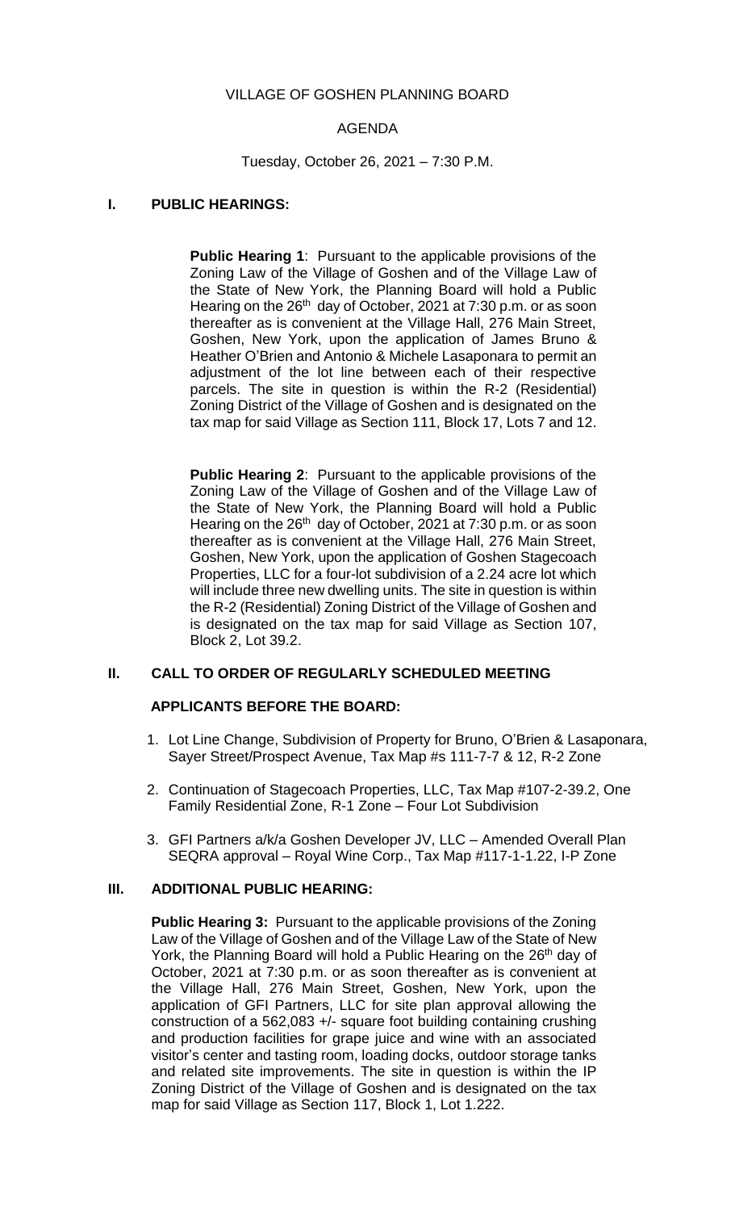# VILLAGE OF GOSHEN PLANNING BOARD

## AGENDA

Tuesday, October 26, 2021 – 7:30 P.M.

## I. PUBLIC HEARINGS:

**Public Hearing 1**: Pursuant to the applicable provisions of the Zoning Law of the Village of Goshen and of the Village Law of the State of New York, the Planning Board will hold a Public Hearing on the 26th day of October, 2021 at 7:30 p.m. or as soon thereafter as is convenient at the Village Hall, 276 Main Street, Goshen, New York, upon the application of James Bruno & Heather O'Brien and Antonio & Michele Lasaponara to permit an adjustment of the lot line between each of their respective parcels. The site in question is within the R-2 (Residential) Zoning District of the Village of Goshen and is designated on the tax map for said Village as Section 111, Block 17, Lots 7 and 12.

**Public Hearing 2**: Pursuant to the applicable provisions of the Zoning Law of the Village of Goshen and of the Village Law of the State of New York, the Planning Board will hold a Public Hearing on the 26th day of October, 2021 at 7:30 p.m. or as soon thereafter as is convenient at the Village Hall, 276 Main Street, Goshen, New York, upon the application of Goshen Stagecoach Properties, LLC for a four-lot subdivision of a 2.24 acre lot which will include three new dwelling units. The site in question is within the R-2 (Residential) Zoning District of the Village of Goshen and is designated on the tax map for said Village as Section 107, Block 2, Lot 39.2.

## II. CALL TO ORDER OF REGULARLY SCHEDULED MEETING

### APPLICANTS BEFORE THE BOARD:

1. Lot Line Change, Subdivision of Property for Bruno, O'Brien & Lasaponara, Sayer Street/Prospect Avenue, Tax Map #s 111-7-7 & 12, R-2 Zone
2. Continuation of Stagecoach Properties, LLC, Tax Map #107-2-39.2, One Family Residential Zone, R-1 Zone – Four Lot Subdivision
3. GFI Partners a/k/a Goshen Developer JV, LLC – Amended Overall Plan SEQRA approval – Royal Wine Corp., Tax Map #117-1-1.22, I-P Zone

## III. ADDITIONAL PUBLIC HEARING:

**Public Hearing 3:** Pursuant to the applicable provisions of the Zoning Law of the Village of Goshen and of the Village Law of the State of New York, the Planning Board will hold a Public Hearing on the 26th day of October, 2021 at 7:30 p.m. or as soon thereafter as is convenient at the Village Hall, 276 Main Street, Goshen, New York, upon the application of GFI Partners, LLC for site plan approval allowing the construction of a 562,083 +/- square foot building containing crushing and production facilities for grape juice and wine with an associated visitor's center and tasting room, loading docks, outdoor storage tanks and related site improvements. The site in question is within the IP Zoning District of the Village of Goshen and is designated on the tax map for said Village as Section 117, Block 1, Lot 1.222.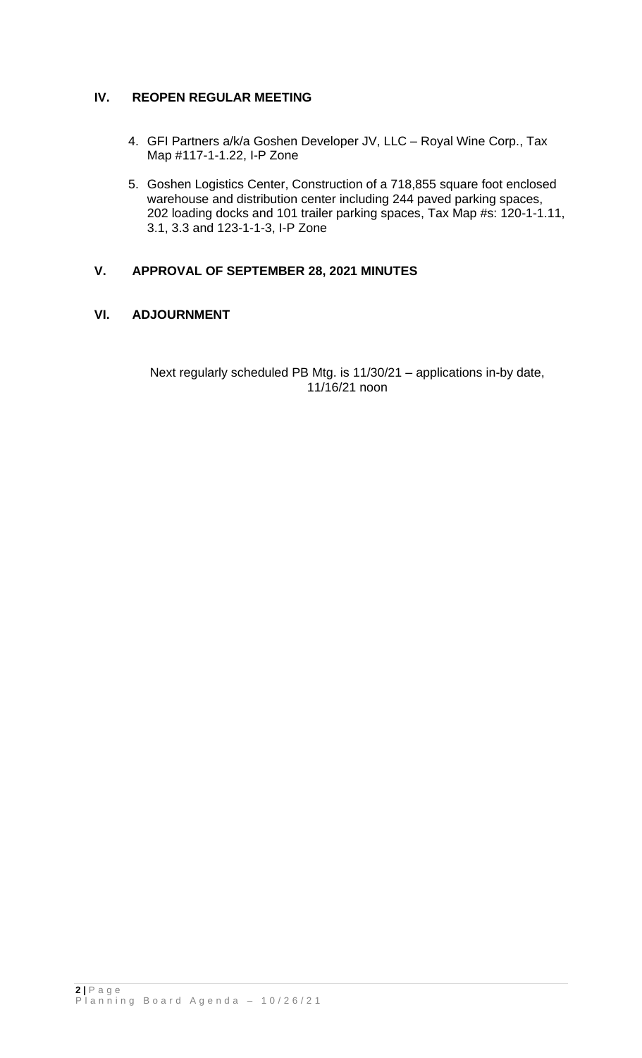## IV. REOPEN REGULAR MEETING

4. GFI Partners a/k/a Goshen Developer JV, LLC – Royal Wine Corp., Tax Map #117-1-1.22, I-P Zone

5. Goshen Logistics Center, Construction of a 718,855 square foot enclosed warehouse and distribution center including 244 paved parking spaces, 202 loading docks and 101 trailer parking spaces, Tax Map #s: 120-1-1.11, 3.1, 3.3 and 123-1-1-3, I-P Zone

## V. APPROVAL OF SEPTEMBER 28, 2021 MINUTES

## VI. ADJOURNMENT

Next regularly scheduled PB Mtg. is 11/30/21 – applications in-by date, 11/16/21 noon